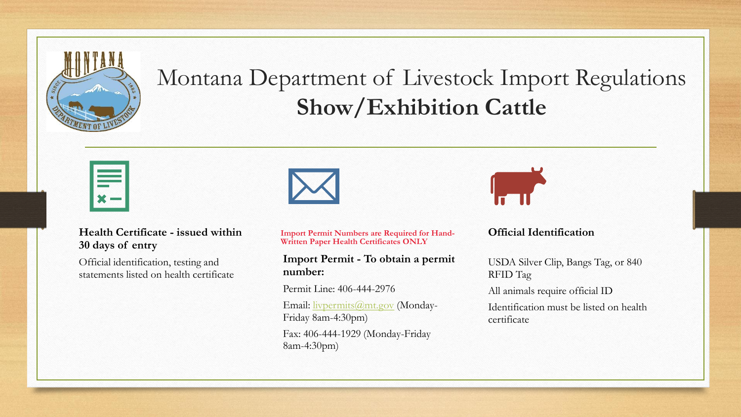# Montana Department of Livestock Import Regulations
## **Show/Exhibition Cattle**

**Health Certificate - issued within 30 days of entry**

Official identification, testing and statements listed on health certificate

**Import Permit Numbers are Required for Hand-Written Paper Health Certificates ONLY**

**Import Permit - To obtain a permit number:**

Permit Line: 406-444-2976

Email: livpermits@mt.gov (Monday-Friday 8am-4:30pm)

Fax: 406-444-1929 (Monday-Friday 8am-4:30pm)

**Official Identification**

USDA Silver Clip, Bangs Tag, or 840 RFID Tag

All animals require official ID

Identification must be listed on health certificate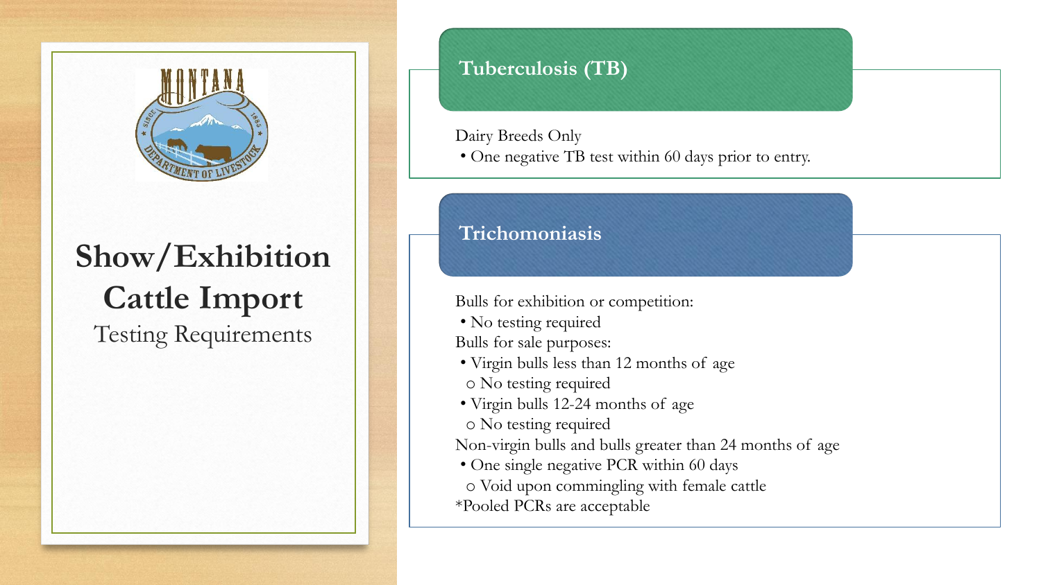# Show/Exhibition Cattle Import

Testing Requirements

## Tuberculosis (TB)

Dairy Breeds Only

- One negative TB test within 60 days prior to entry.

## Trichomoniasis

Bulls for exhibition or competition:

- No testing required

Bulls for sale purposes:

- Virgin bulls less than 12 months of age
  - No testing required
- Virgin bulls 12-24 months of age
  - No testing required

Non-virgin bulls and bulls greater than 24 months of age

- One single negative PCR within 60 days
  - Void upon commingling with female cattle

*Pooled PCRs are acceptable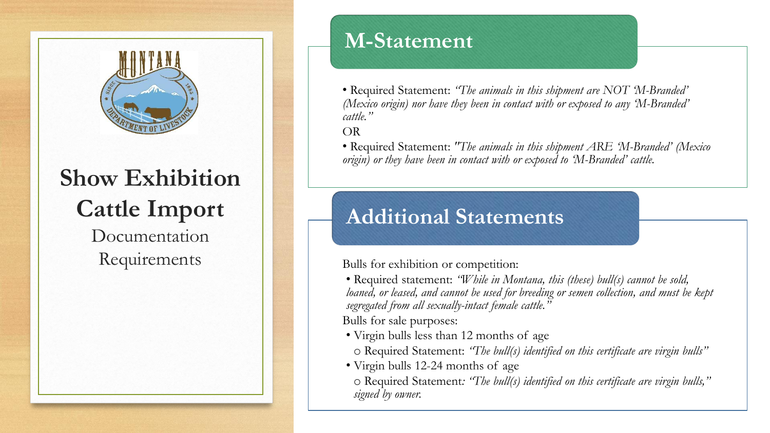# Show Exhibition Cattle Import

Documentation Requirements

## M-Statement

- Required Statement: *"The animals in this shipment are NOT 'M-Branded' (Mexico origin) nor have they been in contact with or exposed to any 'M-Branded' cattle."*

OR

- Required Statement: *"The animals in this shipment ARE 'M-Branded' (Mexico origin) or they have been in contact with or exposed to 'M-Branded' cattle.*

## Additional Statements

Bulls for exhibition or competition:

- Required statement: *"While in Montana, this (these) bull(s) cannot be sold, loaned, or leased, and cannot be used for breeding or semen collection, and must be kept segregated from all sexually-intact female cattle."*

Bulls for sale purposes:

- Virgin bulls less than 12 months of age
  - Required Statement: *"The bull(s) identified on this certificate are virgin bulls"*
- Virgin bulls 12-24 months of age
  - Required Statement: *"The bull(s) identified on this certificate are virgin bulls," signed by owner.*